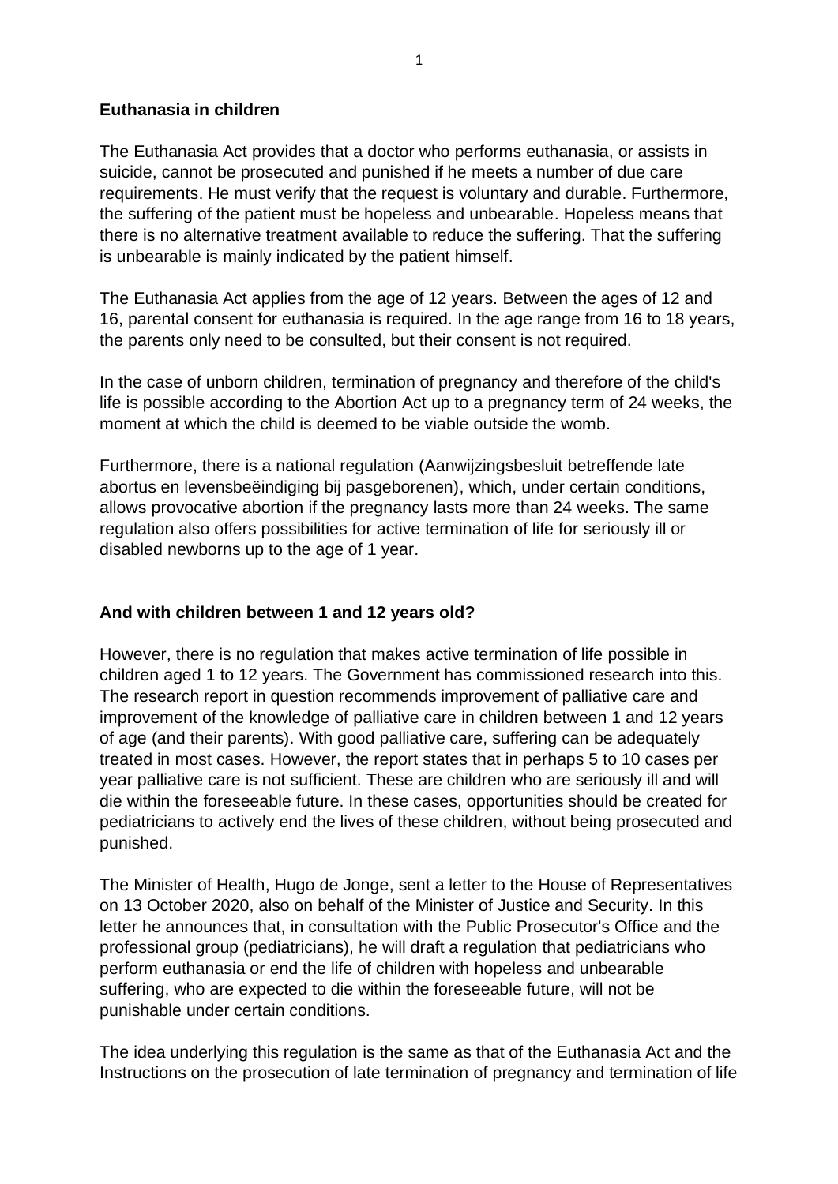**Euthanasia in children**

The Euthanasia Act provides that a doctor who performs euthanasia, or assists in suicide, cannot be prosecuted and punished if he meets a number of due care requirements. He must verify that the request is voluntary and durable. Furthermore, the suffering of the patient must be hopeless and unbearable. Hopeless means that there is no alternative treatment available to reduce the suffering. That the suffering is unbearable is mainly indicated by the patient himself.

The Euthanasia Act applies from the age of 12 years. Between the ages of 12 and 16, parental consent for euthanasia is required. In the age range from 16 to 18 years, the parents only need to be consulted, but their consent is not required.

In the case of unborn children, termination of pregnancy and therefore of the child's life is possible according to the Abortion Act up to a pregnancy term of 24 weeks, the moment at which the child is deemed to be viable outside the womb.

Furthermore, there is a national regulation (Aanwijzingsbesluit betreffende late abortus en levensbeëindiging bij pasgeborenen), which, under certain conditions, allows provocative abortion if the pregnancy lasts more than 24 weeks. The same regulation also offers possibilities for active termination of life for seriously ill or disabled newborns up to the age of 1 year.

**And with children between 1 and 12 years old?**

However, there is no regulation that makes active termination of life possible in children aged 1 to 12 years. The Government has commissioned research into this. The research report in question recommends improvement of palliative care and improvement of the knowledge of palliative care in children between 1 and 12 years of age (and their parents). With good palliative care, suffering can be adequately treated in most cases. However, the report states that in perhaps 5 to 10 cases per year palliative care is not sufficient. These are children who are seriously ill and will die within the foreseeable future. In these cases, opportunities should be created for pediatricians to actively end the lives of these children, without being prosecuted and punished.

The Minister of Health, Hugo de Jonge, sent a letter to the House of Representatives on 13 October 2020, also on behalf of the Minister of Justice and Security. In this letter he announces that, in consultation with the Public Prosecutor's Office and the professional group (pediatricians), he will draft a regulation that pediatricians who perform euthanasia or end the life of children with hopeless and unbearable suffering, who are expected to die within the foreseeable future, will not be punishable under certain conditions.

The idea underlying this regulation is the same as that of the Euthanasia Act and the Instructions on the prosecution of late termination of pregnancy and termination of life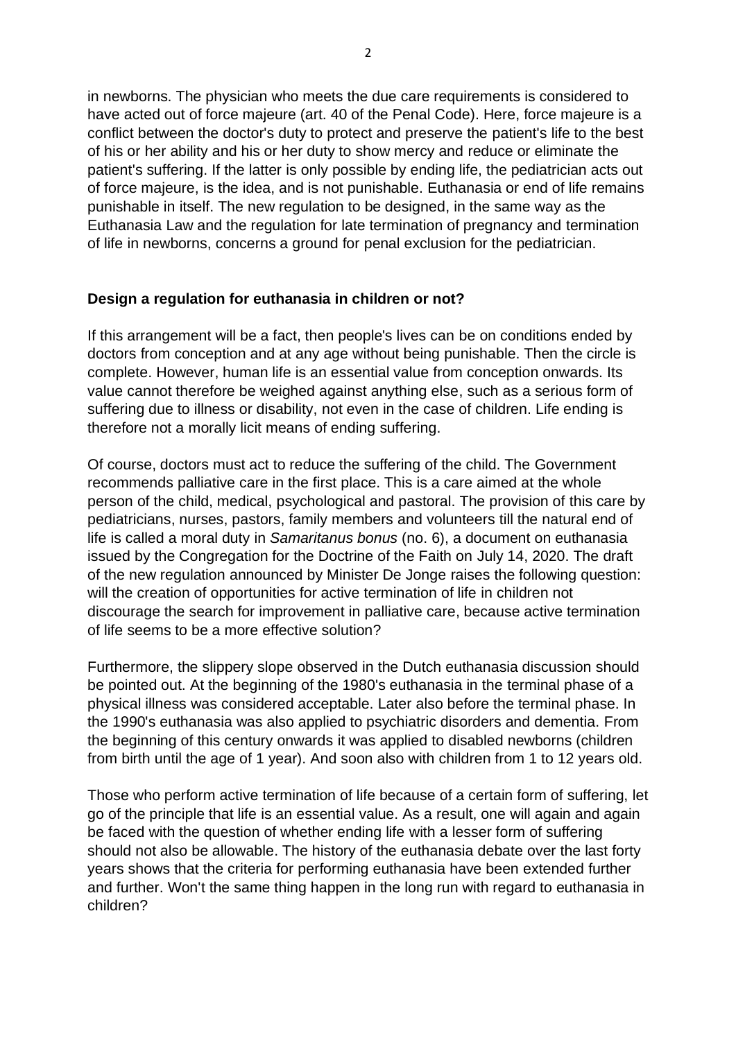in newborns. The physician who meets the due care requirements is considered to have acted out of force majeure (art. 40 of the Penal Code). Here, force majeure is a conflict between the doctor's duty to protect and preserve the patient's life to the best of his or her ability and his or her duty to show mercy and reduce or eliminate the patient's suffering. If the latter is only possible by ending life, the pediatrician acts out of force majeure, is the idea, and is not punishable. Euthanasia or end of life remains punishable in itself. The new regulation to be designed, in the same way as the Euthanasia Law and the regulation for late termination of pregnancy and termination of life in newborns, concerns a ground for penal exclusion for the pediatrician.

**Design a regulation for euthanasia in children or not?**

If this arrangement will be a fact, then people's lives can be on conditions ended by doctors from conception and at any age without being punishable. Then the circle is complete. However, human life is an essential value from conception onwards. Its value cannot therefore be weighed against anything else, such as a serious form of suffering due to illness or disability, not even in the case of children. Life ending is therefore not a morally licit means of ending suffering.

Of course, doctors must act to reduce the suffering of the child. The Government recommends palliative care in the first place. This is a care aimed at the whole person of the child, medical, psychological and pastoral. The provision of this care by pediatricians, nurses, pastors, family members and volunteers till the natural end of life is called a moral duty in *Samaritanus bonus* (no. 6), a document on euthanasia issued by the Congregation for the Doctrine of the Faith on July 14, 2020. The draft of the new regulation announced by Minister De Jonge raises the following question: will the creation of opportunities for active termination of life in children not discourage the search for improvement in palliative care, because active termination of life seems to be a more effective solution?

Furthermore, the slippery slope observed in the Dutch euthanasia discussion should be pointed out. At the beginning of the 1980's euthanasia in the terminal phase of a physical illness was considered acceptable. Later also before the terminal phase. In the 1990's euthanasia was also applied to psychiatric disorders and dementia. From the beginning of this century onwards it was applied to disabled newborns (children from birth until the age of 1 year). And soon also with children from 1 to 12 years old.

Those who perform active termination of life because of a certain form of suffering, let go of the principle that life is an essential value. As a result, one will again and again be faced with the question of whether ending life with a lesser form of suffering should not also be allowable. The history of the euthanasia debate over the last forty years shows that the criteria for performing euthanasia have been extended further and further. Won't the same thing happen in the long run with regard to euthanasia in children?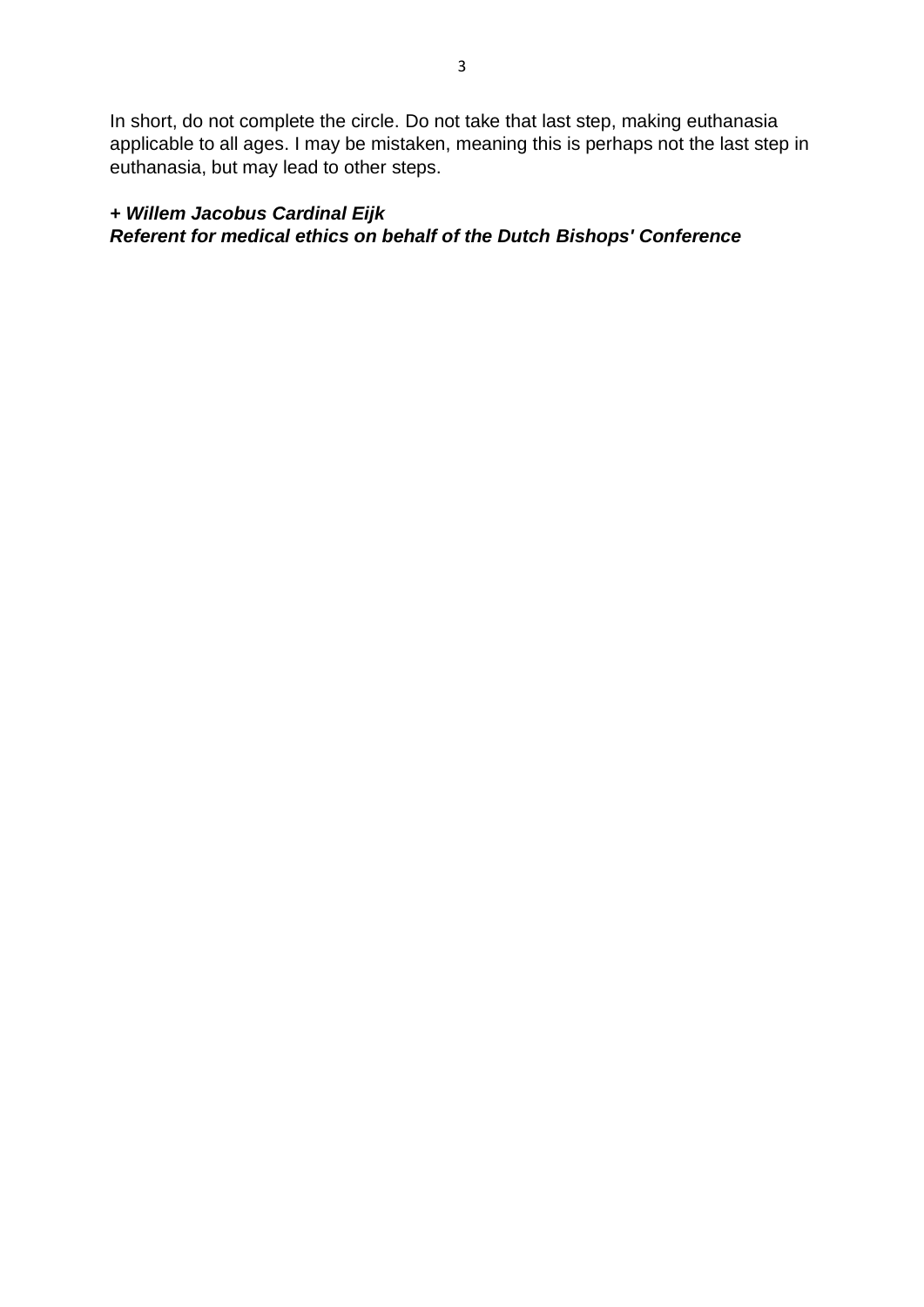In short, do not complete the circle. Do not take that last step, making euthanasia applicable to all ages. I may be mistaken, meaning this is perhaps not the last step in euthanasia, but may lead to other steps.

***+ Willem Jacobus Cardinal Eijk***
***Referent for medical ethics on behalf of the Dutch Bishops' Conference***